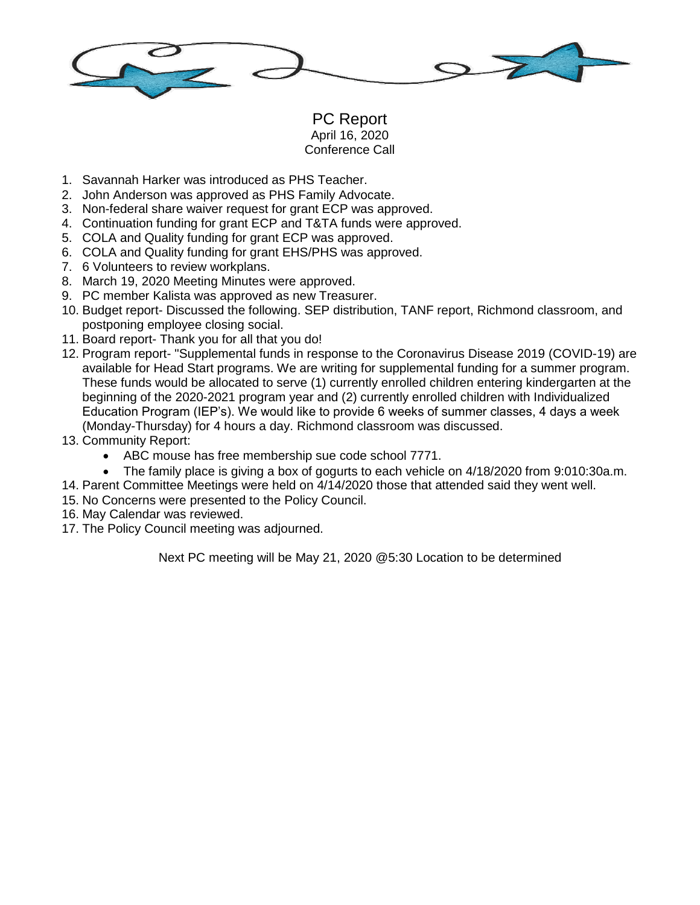# PC Report

April 16, 2020

Conference Call

1. Savannah Harker was introduced as PHS Teacher.
2. John Anderson was approved as PHS Family Advocate.
3. Non-federal share waiver request for grant ECP was approved.
4. Continuation funding for grant ECP and T&TA funds were approved.
5. COLA and Quality funding for grant ECP was approved.
6. COLA and Quality funding for grant EHS/PHS was approved.
7. 6 Volunteers to review workplans.
8. March 19, 2020 Meeting Minutes were approved.
9. PC member Kalista was approved as new Treasurer.
10. Budget report- Discussed the following. SEP distribution, TANF report, Richmond classroom, and postponing employee closing social.
11. Board report- Thank you for all that you do!
12. Program report- "Supplemental funds in response to the Coronavirus Disease 2019 (COVID-19) are available for Head Start programs. We are writing for supplemental funding for a summer program. These funds would be allocated to serve (1) currently enrolled children entering kindergarten at the beginning of the 2020-2021 program year and (2) currently enrolled children with Individualized Education Program (IEP's). We would like to provide 6 weeks of summer classes, 4 days a week (Monday-Thursday) for 4 hours a day. Richmond classroom was discussed.
13. Community Report:
    - ABC mouse has free membership sue code school 7771.
    - The family place is giving a box of gogurts to each vehicle on 4/18/2020 from 9:010:30a.m.
14. Parent Committee Meetings were held on 4/14/2020 those that attended said they went well.
15. No Concerns were presented to the Policy Council.
16. May Calendar was reviewed.
17. The Policy Council meeting was adjourned.

Next PC meeting will be May 21, 2020 @5:30 Location to be determined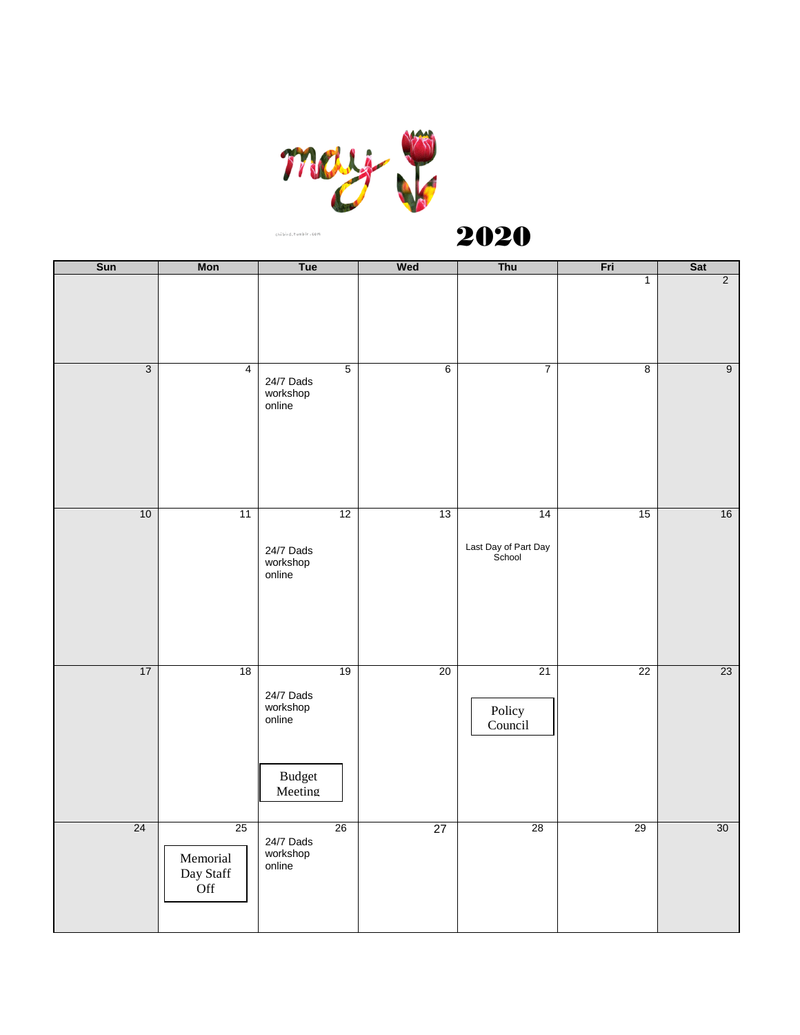# may

## 2020

| Sun | Mon | Tue | Wed | Thu | Fri | Sat |
|---|---|---|---|---|---|---|
| | | | | | 1 | 2 |
| 3 | 4 | 5 24/7 Dads workshop online | 6 | 7 | 8 | 9 |
| 10 | 11 | 12 24/7 Dads workshop online | 13 | 14 Last Day of Part Day School | 15 | 16 |
| 17 | 18 | 19 24/7 Dads workshop online Budget Meeting | 20 | 21 Policy Council | 22 | 23 |
| 24 | 25 Memorial Day Staff Off | 26 24/7 Dads workshop online | 27 | 28 | 29 | 30 |